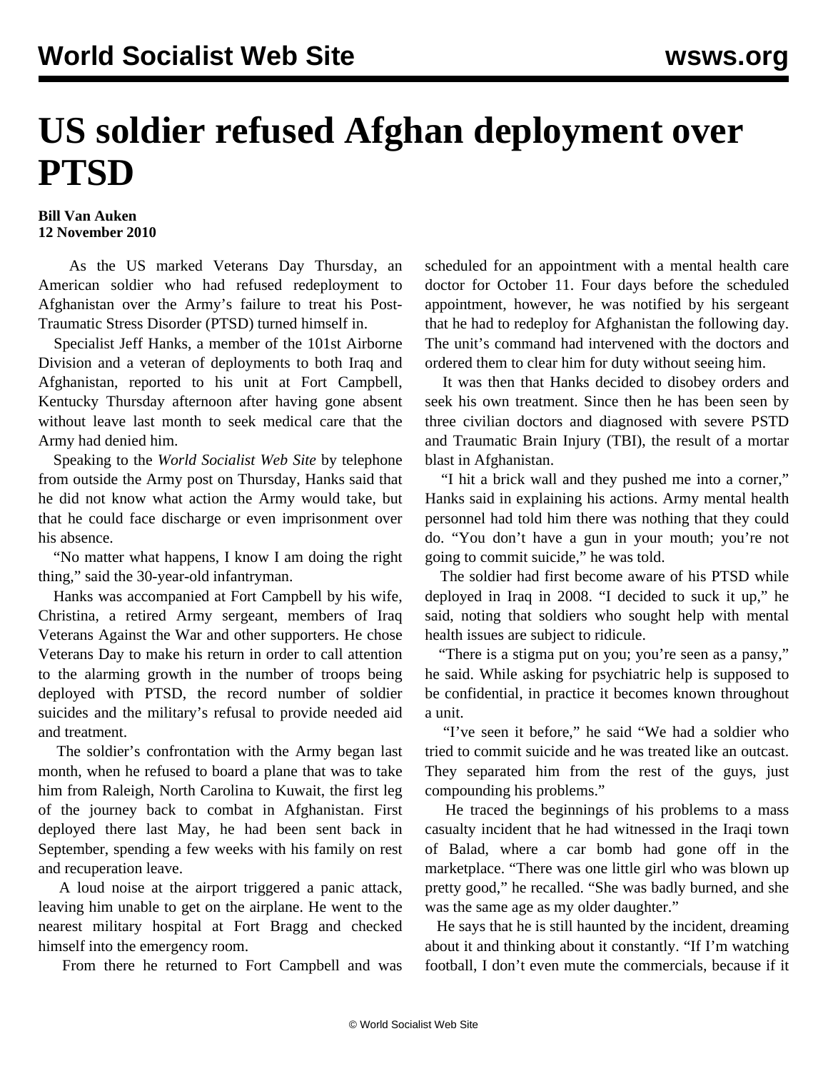# US soldier refused Afghan deployment over PTSD

**Bill Van Auken**
**12 November 2010**

As the US marked Veterans Day Thursday, an American soldier who had refused redeployment to Afghanistan over the Army's failure to treat his Post-Traumatic Stress Disorder (PTSD) turned himself in.

Specialist Jeff Hanks, a member of the 101st Airborne Division and a veteran of deployments to both Iraq and Afghanistan, reported to his unit at Fort Campbell, Kentucky Thursday afternoon after having gone absent without leave last month to seek medical care that the Army had denied him.

Speaking to the *World Socialist Web Site* by telephone from outside the Army post on Thursday, Hanks said that he did not know what action the Army would take, but that he could face discharge or even imprisonment over his absence.

"No matter what happens, I know I am doing the right thing," said the 30-year-old infantryman.

Hanks was accompanied at Fort Campbell by his wife, Christina, a retired Army sergeant, members of Iraq Veterans Against the War and other supporters. He chose Veterans Day to make his return in order to call attention to the alarming growth in the number of troops being deployed with PTSD, the record number of soldier suicides and the military's refusal to provide needed aid and treatment.

The soldier's confrontation with the Army began last month, when he refused to board a plane that was to take him from Raleigh, North Carolina to Kuwait, the first leg of the journey back to combat in Afghanistan. First deployed there last May, he had been sent back in September, spending a few weeks with his family on rest and recuperation leave.

A loud noise at the airport triggered a panic attack, leaving him unable to get on the airplane. He went to the nearest military hospital at Fort Bragg and checked himself into the emergency room.

From there he returned to Fort Campbell and was scheduled for an appointment with a mental health care doctor for October 11. Four days before the scheduled appointment, however, he was notified by his sergeant that he had to redeploy for Afghanistan the following day. The unit's command had intervened with the doctors and ordered them to clear him for duty without seeing him.

It was then that Hanks decided to disobey orders and seek his own treatment. Since then he has been seen by three civilian doctors and diagnosed with severe PSTD and Traumatic Brain Injury (TBI), the result of a mortar blast in Afghanistan.

"I hit a brick wall and they pushed me into a corner," Hanks said in explaining his actions. Army mental health personnel had told him there was nothing that they could do. "You don't have a gun in your mouth; you're not going to commit suicide," he was told.

The soldier had first become aware of his PTSD while deployed in Iraq in 2008. "I decided to suck it up," he said, noting that soldiers who sought help with mental health issues are subject to ridicule.

"There is a stigma put on you; you're seen as a pansy," he said. While asking for psychiatric help is supposed to be confidential, in practice it becomes known throughout a unit.

"I've seen it before," he said "We had a soldier who tried to commit suicide and he was treated like an outcast. They separated him from the rest of the guys, just compounding his problems."

He traced the beginnings of his problems to a mass casualty incident that he had witnessed in the Iraqi town of Balad, where a car bomb had gone off in the marketplace. "There was one little girl who was blown up pretty good," he recalled. "She was badly burned, and she was the same age as my older daughter."

He says that he is still haunted by the incident, dreaming about it and thinking about it constantly. "If I'm watching football, I don't even mute the commercials, because if it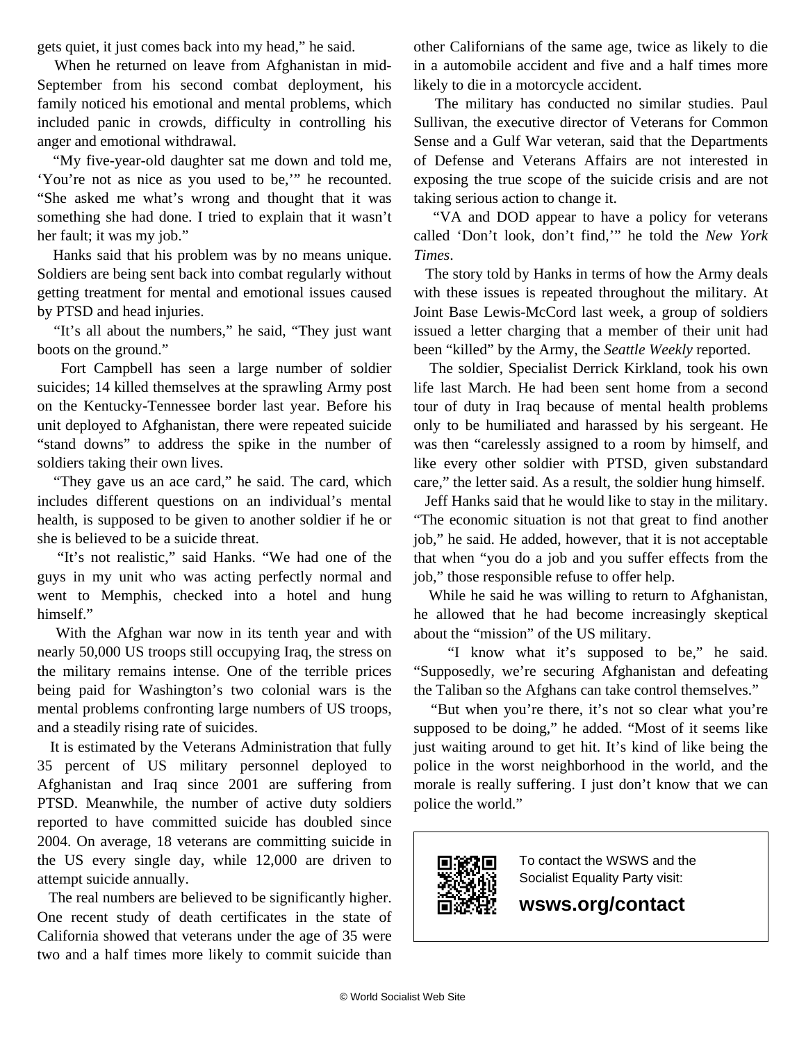gets quiet, it just comes back into my head," he said.

When he returned on leave from Afghanistan in mid-September from his second combat deployment, his family noticed his emotional and mental problems, which included panic in crowds, difficulty in controlling his anger and emotional withdrawal.

"My five-year-old daughter sat me down and told me, 'You're not as nice as you used to be,'" he recounted. "She asked me what's wrong and thought that it was something she had done. I tried to explain that it wasn't her fault; it was my job."

Hanks said that his problem was by no means unique. Soldiers are being sent back into combat regularly without getting treatment for mental and emotional issues caused by PTSD and head injuries.

"It's all about the numbers," he said, "They just want boots on the ground."

Fort Campbell has seen a large number of soldier suicides; 14 killed themselves at the sprawling Army post on the Kentucky-Tennessee border last year. Before his unit deployed to Afghanistan, there were repeated suicide "stand downs" to address the spike in the number of soldiers taking their own lives.

"They gave us an ace card," he said. The card, which includes different questions on an individual's mental health, is supposed to be given to another soldier if he or she is believed to be a suicide threat.

"It's not realistic," said Hanks. "We had one of the guys in my unit who was acting perfectly normal and went to Memphis, checked into a hotel and hung himself."

With the Afghan war now in its tenth year and with nearly 50,000 US troops still occupying Iraq, the stress on the military remains intense. One of the terrible prices being paid for Washington's two colonial wars is the mental problems confronting large numbers of US troops, and a steadily rising rate of suicides.

It is estimated by the Veterans Administration that fully 35 percent of US military personnel deployed to Afghanistan and Iraq since 2001 are suffering from PTSD. Meanwhile, the number of active duty soldiers reported to have committed suicide has doubled since 2004. On average, 18 veterans are committing suicide in the US every single day, while 12,000 are driven to attempt suicide annually.

The real numbers are believed to be significantly higher. One recent study of death certificates in the state of California showed that veterans under the age of 35 were two and a half times more likely to commit suicide than other Californians of the same age, twice as likely to die in a automobile accident and five and a half times more likely to die in a motorcycle accident.

The military has conducted no similar studies. Paul Sullivan, the executive director of Veterans for Common Sense and a Gulf War veteran, said that the Departments of Defense and Veterans Affairs are not interested in exposing the true scope of the suicide crisis and are not taking serious action to change it.

"VA and DOD appear to have a policy for veterans called 'Don't look, don't find,'" he told the *New York Times*.

The story told by Hanks in terms of how the Army deals with these issues is repeated throughout the military. At Joint Base Lewis-McCord last week, a group of soldiers issued a letter charging that a member of their unit had been "killed" by the Army, the *Seattle Weekly* reported.

The soldier, Specialist Derrick Kirkland, took his own life last March. He had been sent home from a second tour of duty in Iraq because of mental health problems only to be humiliated and harassed by his sergeant. He was then "carelessly assigned to a room by himself, and like every other soldier with PTSD, given substandard care," the letter said. As a result, the soldier hung himself.

Jeff Hanks said that he would like to stay in the military. "The economic situation is not that great to find another job," he said. He added, however, that it is not acceptable that when "you do a job and you suffer effects from the job," those responsible refuse to offer help.

While he said he was willing to return to Afghanistan, he allowed that he had become increasingly skeptical about the "mission" of the US military.

"I know what it's supposed to be," he said. "Supposedly, we're securing Afghanistan and defeating the Taliban so the Afghans can take control themselves."

"But when you're there, it's not so clear what you're supposed to be doing," he added. "Most of it seems like just waiting around to get hit. It's kind of like being the police in the worst neighborhood in the world, and the morale is really suffering. I just don't know that we can police the world."

To contact the WSWS and the Socialist Equality Party visit:

**wsws.org/contact**